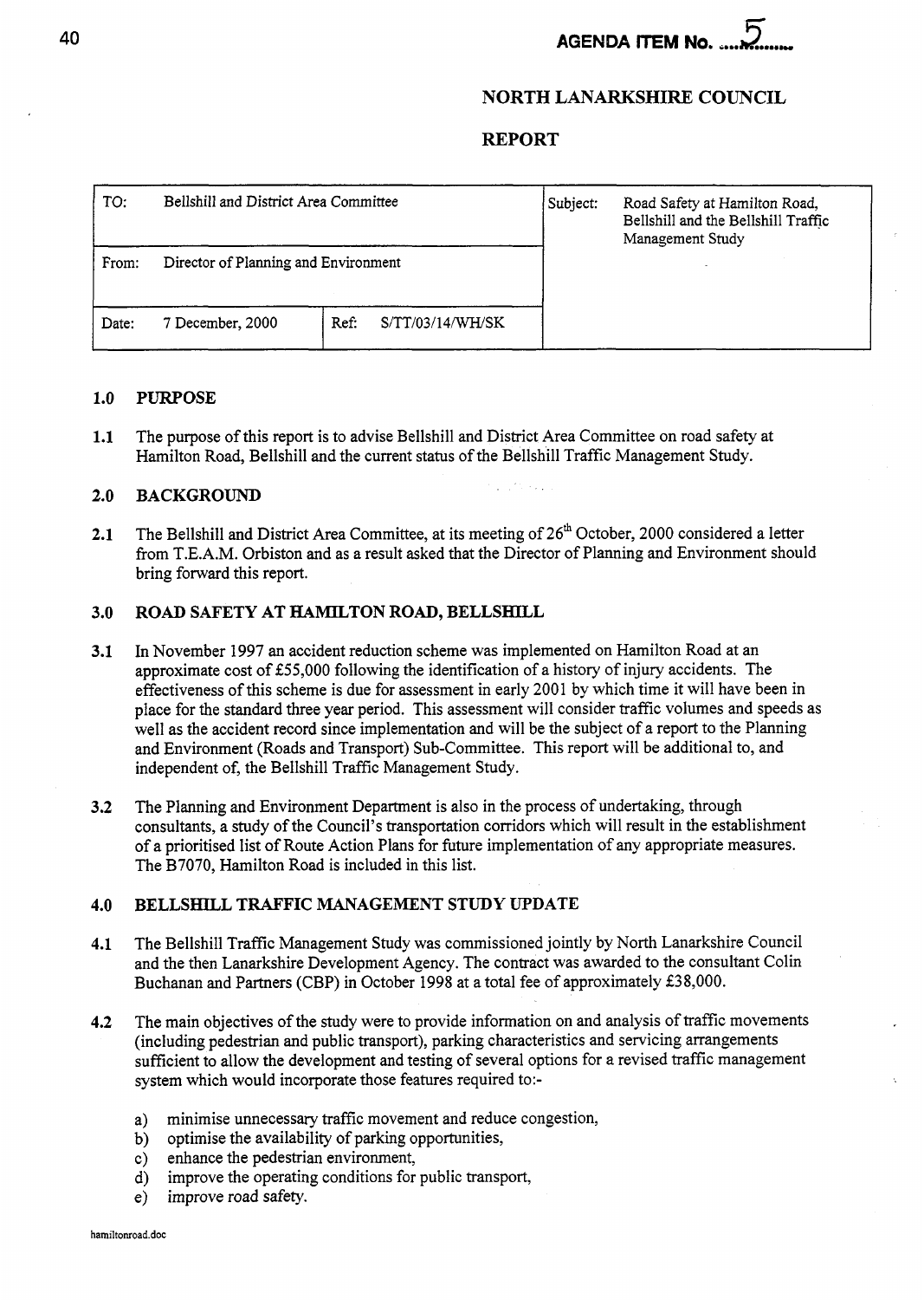AGENDA ITEM No. 5

**NORTH LANARKSHIRE COUNCIL**

**REPORT**

| TO: | Bellshill and District Area Committee | | | Subject: | Road Safety at Hamilton Road, Bellshill and the Bellshill Traffic Management Study |
|---|---|---|---|---|---|
| From: | Director of Planning and Environment | | | | |
| Date: | 7 December, 2000 | Ref: | S/TT/03/14/WH/SK | | |

## 1.0 PURPOSE

**1.1** The purpose of this report is to advise Bellshill and District Area Committee on road safety at Hamilton Road, Bellshill and the current status of the Bellshill Traffic Management Study.

## 2.0 BACKGROUND

**2.1** The Bellshill and District Area Committee, at its meeting of 26th October, 2000 considered a letter from T.E.A.M. Orbiston and as a result asked that the Director of Planning and Environment should bring forward this report.

## 3.0 ROAD SAFETY AT HAMILTON ROAD, BELLSHILL

**3.1** In November 1997 an accident reduction scheme was implemented on Hamilton Road at an approximate cost of £55,000 following the identification of a history of injury accidents. The effectiveness of this scheme is due for assessment in early 2001 by which time it will have been in place for the standard three year period. This assessment will consider traffic volumes and speeds as well as the accident record since implementation and will be the subject of a report to the Planning and Environment (Roads and Transport) Sub-Committee. This report will be additional to, and independent of, the Bellshill Traffic Management Study.

**3.2** The Planning and Environment Department is also in the process of undertaking, through consultants, a study of the Council's transportation corridors which will result in the establishment of a prioritised list of Route Action Plans for future implementation of any appropriate measures. The B7070, Hamilton Road is included in this list.

## 4.0 BELLSHILL TRAFFIC MANAGEMENT STUDY UPDATE

**4.1** The Bellshill Traffic Management Study was commissioned jointly by North Lanarkshire Council and the then Lanarkshire Development Agency. The contract was awarded to the consultant Colin Buchanan and Partners (CBP) in October 1998 at a total fee of approximately £38,000.

**4.2** The main objectives of the study were to provide information on and analysis of traffic movements (including pedestrian and public transport), parking characteristics and servicing arrangements sufficient to allow the development and testing of several options for a revised traffic management system which would incorporate those features required to:-

a) minimise unnecessary traffic movement and reduce congestion,
b) optimise the availability of parking opportunities,
c) enhance the pedestrian environment,
d) improve the operating conditions for public transport,
e) improve road safety.

hamiltonroad.doc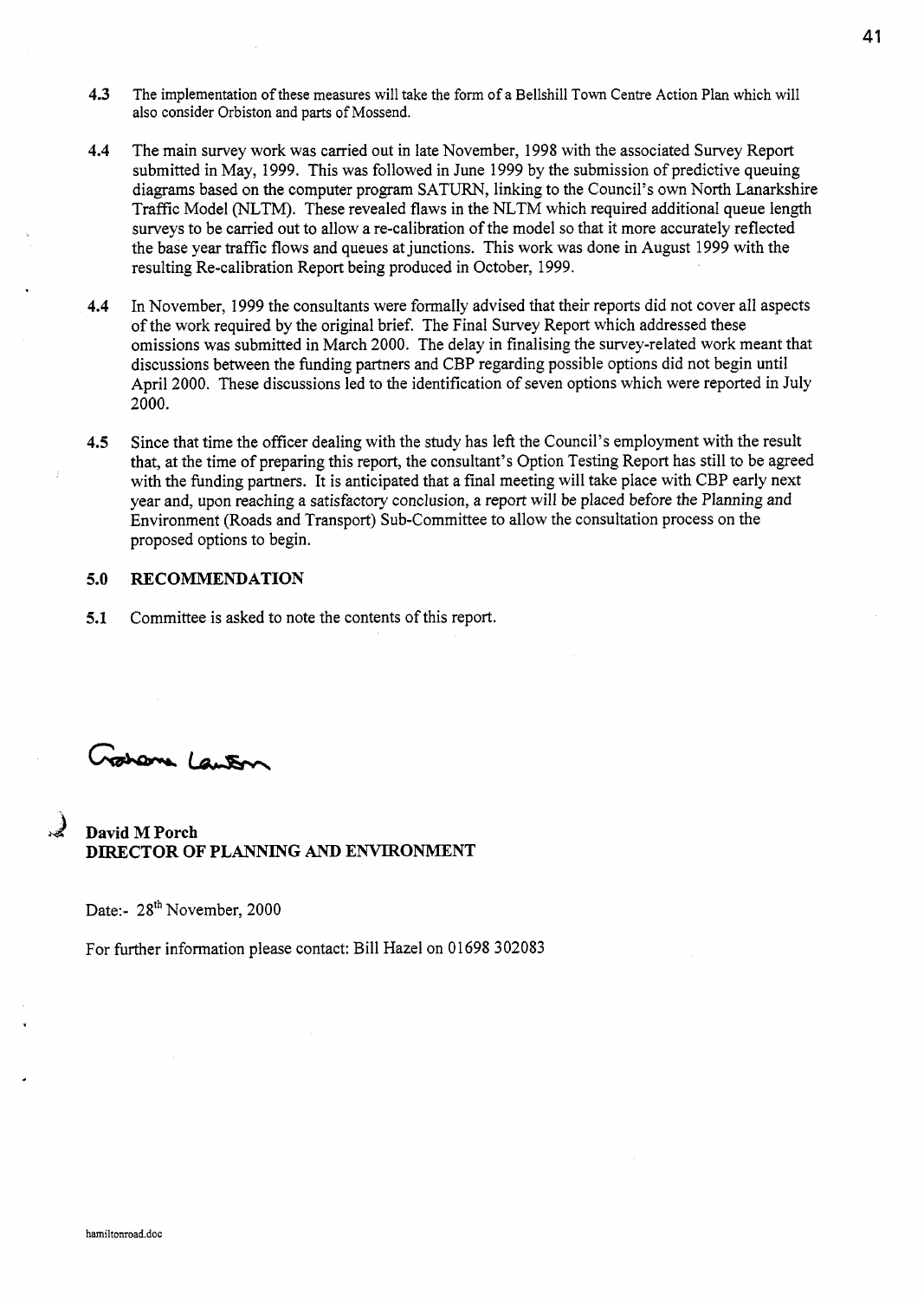4.3 The implementation of these measures will take the form of a Bellshill Town Centre Action Plan which will also consider Orbiston and parts of Mossend.

4.4 The main survey work was carried out in late November, 1998 with the associated Survey Report submitted in May, 1999. This was followed in June 1999 by the submission of predictive queuing diagrams based on the computer program SATURN, linking to the Council's own North Lanarkshire Traffic Model (NLTM). These revealed flaws in the NLTM which required additional queue length surveys to be carried out to allow a re-calibration of the model so that it more accurately reflected the base year traffic flows and queues at junctions. This work was done in August 1999 with the resulting Re-calibration Report being produced in October, 1999.

4.4 In November, 1999 the consultants were formally advised that their reports did not cover all aspects of the work required by the original brief. The Final Survey Report which addressed these omissions was submitted in March 2000. The delay in finalising the survey-related work meant that discussions between the funding partners and CBP regarding possible options did not begin until April 2000. These discussions led to the identification of seven options which were reported in July 2000.

4.5 Since that time the officer dealing with the study has left the Council's employment with the result that, at the time of preparing this report, the consultant's Option Testing Report has still to be agreed with the funding partners. It is anticipated that a final meeting will take place with CBP early next year and, upon reaching a satisfactory conclusion, a report will be placed before the Planning and Environment (Roads and Transport) Sub-Committee to allow the consultation process on the proposed options to begin.

## 5.0 RECOMMENDATION

5.1 Committee is asked to note the contents of this report.

Graham Lawson

**David M Porch**
**DIRECTOR OF PLANNING AND ENVIRONMENT**

Date:- 28th November, 2000

For further information please contact: Bill Hazel on 01698 302083

hamiltonroad.doc